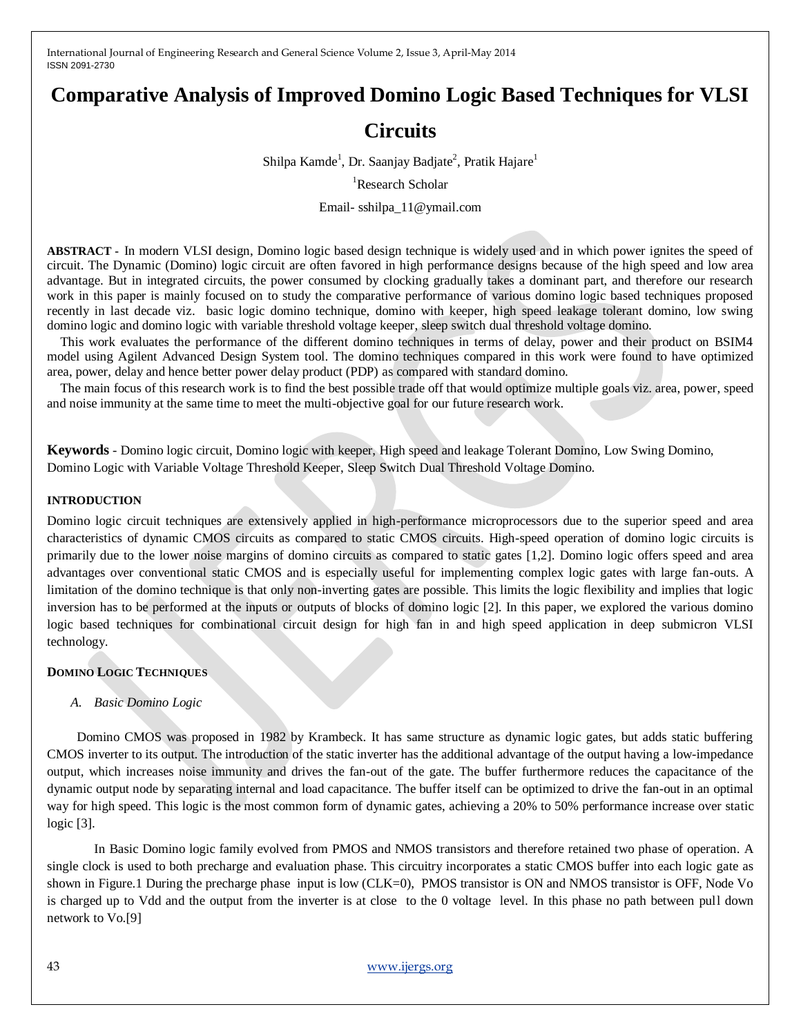# Comparative Analysis of Improved Domino Logic Based Techniques for VLSI Circuits

Shilpa Kamde[1], Dr. Saanjay Badjate[2], Pratik Hajare[1]

[1]Research Scholar

Email- sshilpa_11@ymail.com

**ABSTRACT** - In modern VLSI design, Domino logic based design technique is widely used and in which power ignites the speed of circuit. The Dynamic (Domino) logic circuit are often favored in high performance designs because of the high speed and low area advantage. But in integrated circuits, the power consumed by clocking gradually takes a dominant part, and therefore our research work in this paper is mainly focused on to study the comparative performance of various domino logic based techniques proposed recently in last decade viz. basic logic domino technique, domino with keeper, high speed leakage tolerant domino, low swing domino logic and domino logic with variable threshold voltage keeper, sleep switch dual threshold voltage domino.

This work evaluates the performance of the different domino techniques in terms of delay, power and their product on BSIM4 model using Agilent Advanced Design System tool. The domino techniques compared in this work were found to have optimized area, power, delay and hence better power delay product (PDP) as compared with standard domino.

The main focus of this research work is to find the best possible trade off that would optimize multiple goals viz. area, power, speed and noise immunity at the same time to meet the multi-objective goal for our future research work.

**Keywords** - Domino logic circuit, Domino logic with keeper, High speed and leakage Tolerant Domino, Low Swing Domino, Domino Logic with Variable Voltage Threshold Keeper, Sleep Switch Dual Threshold Voltage Domino.

## INTRODUCTION

Domino logic circuit techniques are extensively applied in high-performance microprocessors due to the superior speed and area characteristics of dynamic CMOS circuits as compared to static CMOS circuits. High-speed operation of domino logic circuits is primarily due to the lower noise margins of domino circuits as compared to static gates [1,2]. Domino logic offers speed and area advantages over conventional static CMOS and is especially useful for implementing complex logic gates with large fan-outs. A limitation of the domino technique is that only non-inverting gates are possible. This limits the logic flexibility and implies that logic inversion has to be performed at the inputs or outputs of blocks of domino logic [2]. In this paper, we explored the various domino logic based techniques for combinational circuit design for high fan in and high speed application in deep submicron VLSI technology.

## DOMINO LOGIC TECHNIQUES

### *A. Basic Domino Logic*

Domino CMOS was proposed in 1982 by Krambeck. It has same structure as dynamic logic gates, but adds static buffering CMOS inverter to its output. The introduction of the static inverter has the additional advantage of the output having a low-impedance output, which increases noise immunity and drives the fan-out of the gate. The buffer furthermore reduces the capacitance of the dynamic output node by separating internal and load capacitance. The buffer itself can be optimized to drive the fan-out in an optimal way for high speed. This logic is the most common form of dynamic gates, achieving a 20% to 50% performance increase over static logic [3].

In Basic Domino logic family evolved from PMOS and NMOS transistors and therefore retained two phase of operation. A single clock is used to both precharge and evaluation phase. This circuitry incorporates a static CMOS buffer into each logic gate as shown in Figure.1 During the precharge phase input is low (CLK=0), PMOS transistor is ON and NMOS transistor is OFF, Node Vo is charged up to Vdd and the output from the inverter is at close to the 0 voltage level. In this phase no path between pull down network to Vo.[9]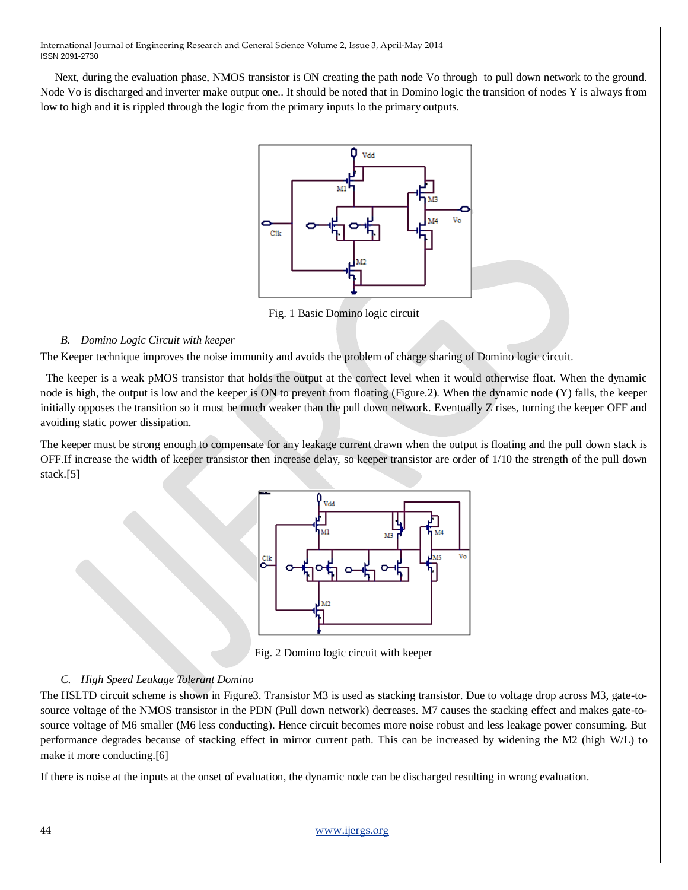Next, during the evaluation phase, NMOS transistor is ON creating the path node Vo through to pull down network to the ground. Node Vo is discharged and inverter make output one.. It should be noted that in Domino logic the transition of nodes Y is always from low to high and it is rippled through the logic from the primary inputs lo the primary outputs.

Fig. 1 Basic Domino logic circuit

### *B. Domino Logic Circuit with keeper*

The Keeper technique improves the noise immunity and avoids the problem of charge sharing of Domino logic circuit.

The keeper is a weak pMOS transistor that holds the output at the correct level when it would otherwise float. When the dynamic node is high, the output is low and the keeper is ON to prevent from floating (Figure.2). When the dynamic node (Y) falls, the keeper initially opposes the transition so it must be much weaker than the pull down network. Eventually Z rises, turning the keeper OFF and avoiding static power dissipation.

The keeper must be strong enough to compensate for any leakage current drawn when the output is floating and the pull down stack is OFF.If increase the width of keeper transistor then increase delay, so keeper transistor are order of 1/10 the strength of the pull down stack.[5]

Fig. 2 Domino logic circuit with keeper

### *C. High Speed Leakage Tolerant Domino*

The HSLTD circuit scheme is shown in Figure3. Transistor M3 is used as stacking transistor. Due to voltage drop across M3, gate-to-source voltage of the NMOS transistor in the PDN (Pull down network) decreases. M7 causes the stacking effect and makes gate-to-source voltage of M6 smaller (M6 less conducting). Hence circuit becomes more noise robust and less leakage power consuming. But performance degrades because of stacking effect in mirror current path. This can be increased by widening the M2 (high W/L) to make it more conducting.[6]

If there is noise at the inputs at the onset of evaluation, the dynamic node can be discharged resulting in wrong evaluation.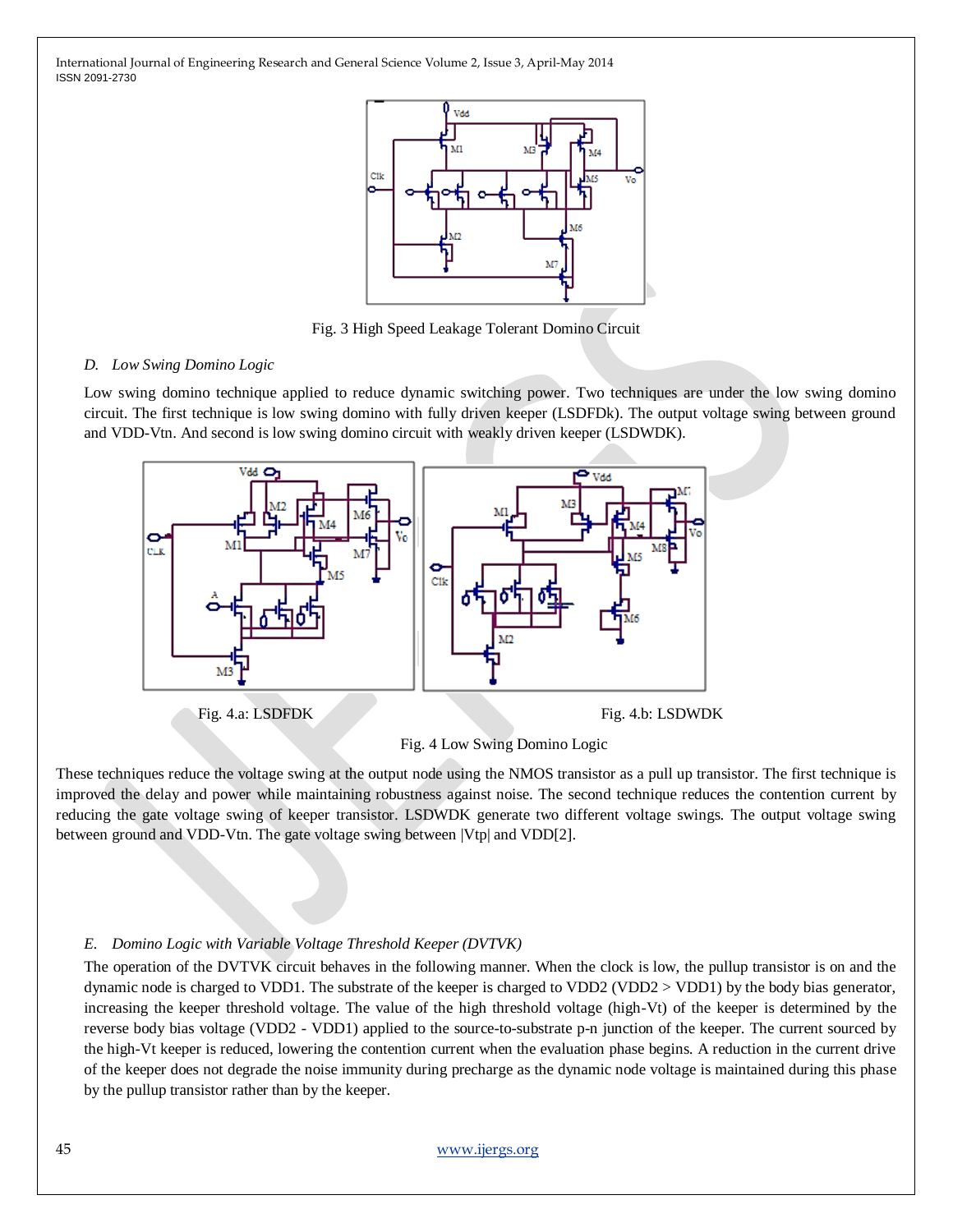Fig. 3 High Speed Leakage Tolerant Domino Circuit

### D. Low Swing Domino Logic

Low swing domino technique applied to reduce dynamic switching power. Two techniques are under the low swing domino circuit. The first technique is low swing domino with fully driven keeper (LSDFDk). The output voltage swing between ground and VDD-Vtn. And second is low swing domino circuit with weakly driven keeper (LSDWDK).

Fig. 4.a: LSDFDK

Fig. 4.b: LSDWDK

Fig. 4 Low Swing Domino Logic

These techniques reduce the voltage swing at the output node using the NMOS transistor as a pull up transistor. The first technique is improved the delay and power while maintaining robustness against noise. The second technique reduces the contention current by reducing the gate voltage swing of keeper transistor. LSDWDK generate two different voltage swings. The output voltage swing between ground and VDD-Vtn. The gate voltage swing between |Vtp| and VDD[2].

### E. Domino Logic with Variable Voltage Threshold Keeper (DVTVK)

The operation of the DVTVK circuit behaves in the following manner. When the clock is low, the pullup transistor is on and the dynamic node is charged to VDD1. The substrate of the keeper is charged to VDD2 (VDD2 > VDD1) by the body bias generator, increasing the keeper threshold voltage. The value of the high threshold voltage (high-Vt) of the keeper is determined by the reverse body bias voltage (VDD2 - VDD1) applied to the source-to-substrate p-n junction of the keeper. The current sourced by the high-Vt keeper is reduced, lowering the contention current when the evaluation phase begins. A reduction in the current drive of the keeper does not degrade the noise immunity during precharge as the dynamic node voltage is maintained during this phase by the pullup transistor rather than by the keeper.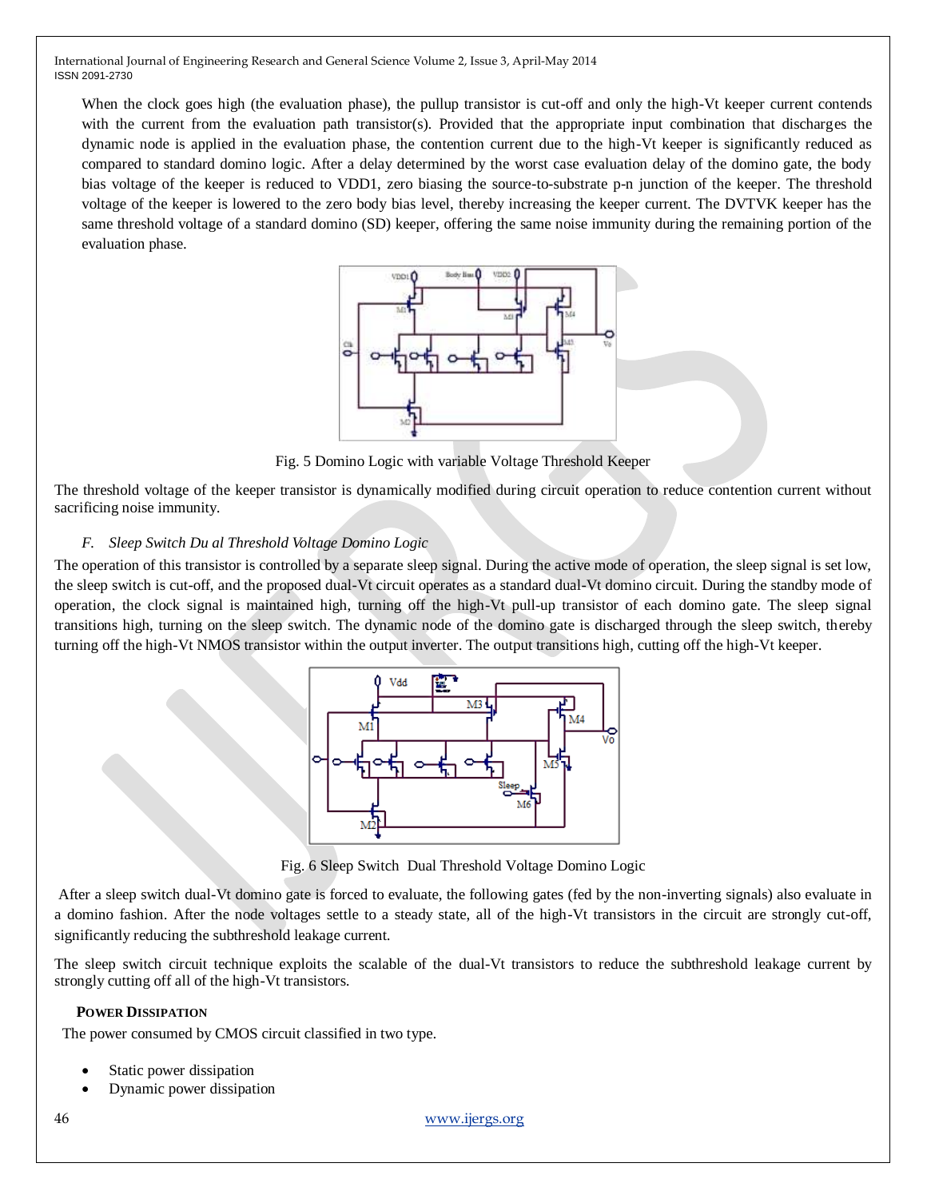When the clock goes high (the evaluation phase), the pullup transistor is cut-off and only the high-Vt keeper current contends with the current from the evaluation path transistor(s). Provided that the appropriate input combination that discharges the dynamic node is applied in the evaluation phase, the contention current due to the high-Vt keeper is significantly reduced as compared to standard domino logic. After a delay determined by the worst case evaluation delay of the domino gate, the body bias voltage of the keeper is reduced to VDD1, zero biasing the source-to-substrate p-n junction of the keeper. The threshold voltage of the keeper is lowered to the zero body bias level, thereby increasing the keeper current. The DVTVK keeper has the same threshold voltage of a standard domino (SD) keeper, offering the same noise immunity during the remaining portion of the evaluation phase.

Fig. 5 Domino Logic with variable Voltage Threshold Keeper

The threshold voltage of the keeper transistor is dynamically modified during circuit operation to reduce contention current without sacrificing noise immunity.

*F. Sleep Switch Du al Threshold Voltage Domino Logic*

The operation of this transistor is controlled by a separate sleep signal. During the active mode of operation, the sleep signal is set low, the sleep switch is cut-off, and the proposed dual-Vt circuit operates as a standard dual-Vt domino circuit. During the standby mode of operation, the clock signal is maintained high, turning off the high-Vt pull-up transistor of each domino gate. The sleep signal transitions high, turning on the sleep switch. The dynamic node of the domino gate is discharged through the sleep switch, thereby turning off the high-Vt NMOS transistor within the output inverter. The output transitions high, cutting off the high-Vt keeper.

Fig. 6 Sleep Switch Dual Threshold Voltage Domino Logic

After a sleep switch dual-Vt domino gate is forced to evaluate, the following gates (fed by the non-inverting signals) also evaluate in a domino fashion. After the node voltages settle to a steady state, all of the high-Vt transistors in the circuit are strongly cut-off, significantly reducing the subthreshold leakage current.

The sleep switch circuit technique exploits the scalable of the dual-Vt transistors to reduce the subthreshold leakage current by strongly cutting off all of the high-Vt transistors.

**POWER DISSIPATION**

The power consumed by CMOS circuit classified in two type.

- Static power dissipation
- Dynamic power dissipation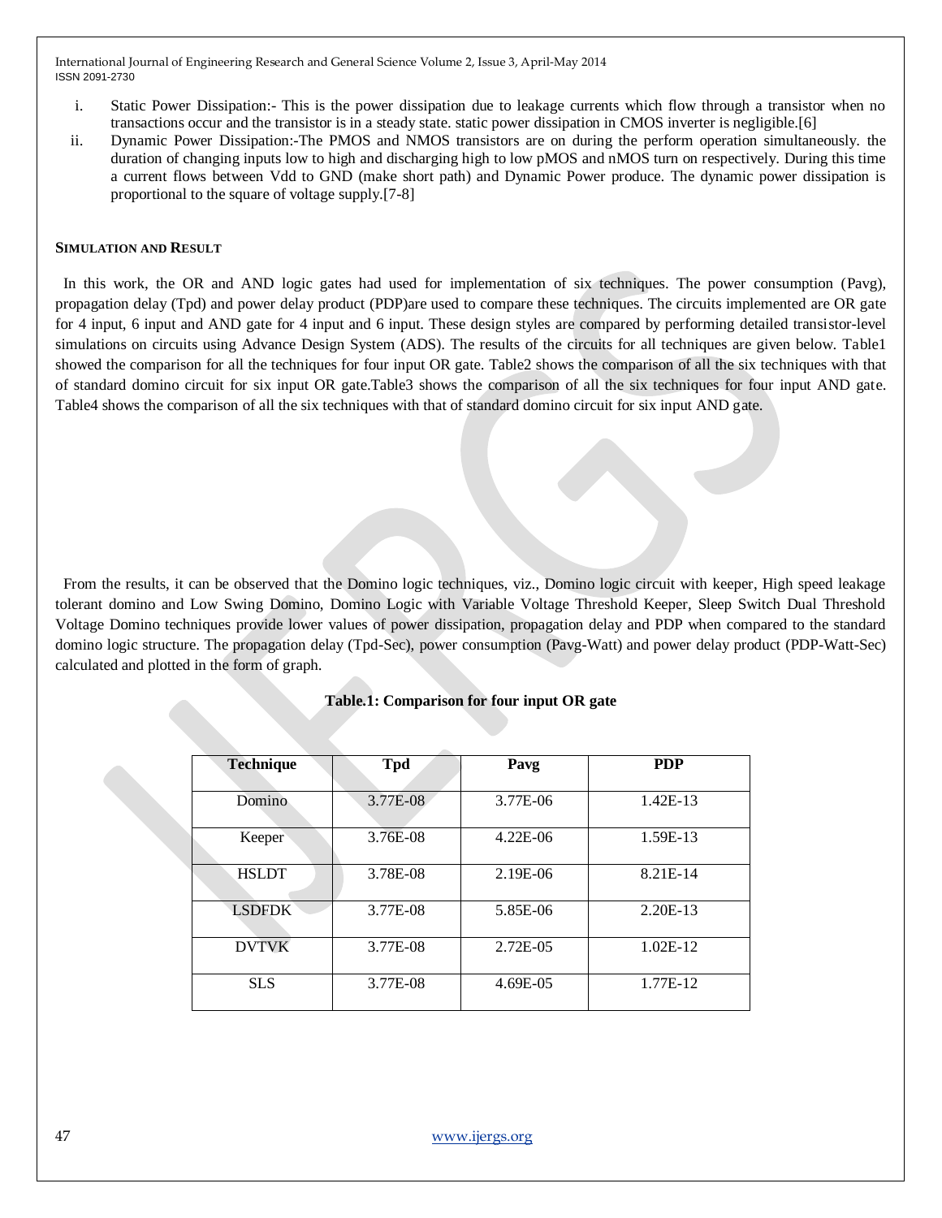i. Static Power Dissipation:- This is the power dissipation due to leakage currents which flow through a transistor when no transactions occur and the transistor is in a steady state. static power dissipation in CMOS inverter is negligible.[6]

ii. Dynamic Power Dissipation:-The PMOS and NMOS transistors are on during the perform operation simultaneously. the duration of changing inputs low to high and discharging high to low pMOS and nMOS turn on respectively. During this time a current flows between Vdd to GND (make short path) and Dynamic Power produce. The dynamic power dissipation is proportional to the square of voltage supply.[7-8]

**SIMULATION AND RESULT**

In this work, the OR and AND logic gates had used for implementation of six techniques. The power consumption (Pavg), propagation delay (Tpd) and power delay product (PDP)are used to compare these techniques. The circuits implemented are OR gate for 4 input, 6 input and AND gate for 4 input and 6 input. These design styles are compared by performing detailed transistor-level simulations on circuits using Advance Design System (ADS). The results of the circuits for all techniques are given below. Table1 showed the comparison for all the techniques for four input OR gate. Table2 shows the comparison of all the six techniques with that of standard domino circuit for six input OR gate.Table3 shows the comparison of all the six techniques for four input AND gate. Table4 shows the comparison of all the six techniques with that of standard domino circuit for six input AND gate.

From the results, it can be observed that the Domino logic techniques, viz., Domino logic circuit with keeper, High speed leakage tolerant domino and Low Swing Domino, Domino Logic with Variable Voltage Threshold Keeper, Sleep Switch Dual Threshold Voltage Domino techniques provide lower values of power dissipation, propagation delay and PDP when compared to the standard domino logic structure. The propagation delay (Tpd-Sec), power consumption (Pavg-Watt) and power delay product (PDP-Watt-Sec) calculated and plotted in the form of graph.

**Table.1: Comparison for four input OR gate**

| Technique | Tpd | Pavg | PDP |
|---|---|---|---|
| Domino | 3.77E-08 | 3.77E-06 | 1.42E-13 |
| Keeper | 3.76E-08 | 4.22E-06 | 1.59E-13 |
| HSLDT | 3.78E-08 | 2.19E-06 | 8.21E-14 |
| LSDFDK | 3.77E-08 | 5.85E-06 | 2.20E-13 |
| DVTVK | 3.77E-08 | 2.72E-05 | 1.02E-12 |
| SLS | 3.77E-08 | 4.69E-05 | 1.77E-12 |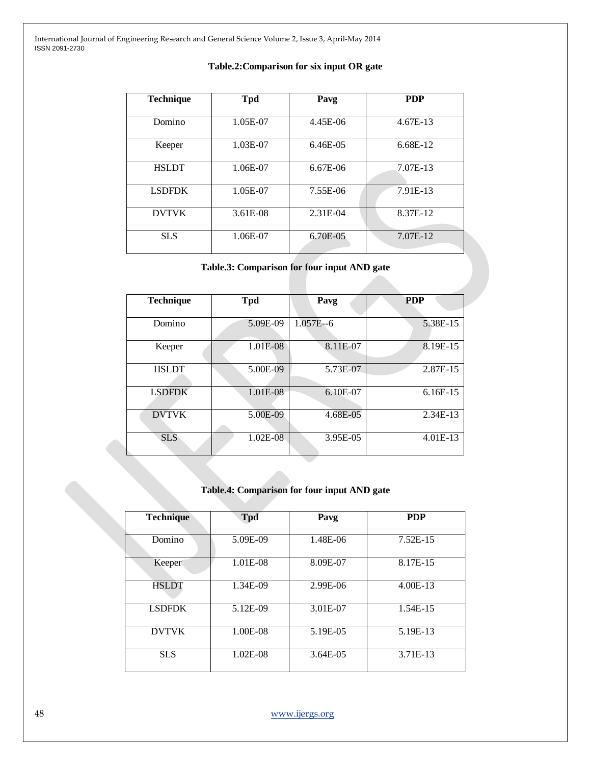**Table.2:Comparison for six input OR gate**

| Technique | Tpd | Pavg | PDP |
|---|---|---|---|
| Domino | 1.05E-07 | 4.45E-06 | 4.67E-13 |
| Keeper | 1.03E-07 | 6.46E-05 | 6.68E-12 |
| HSLDT | 1.06E-07 | 6.67E-06 | 7.07E-13 |
| LSDFDK | 1.05E-07 | 7.55E-06 | 7.91E-13 |
| DVTVK | 3.61E-08 | 2.31E-04 | 8.37E-12 |
| SLS | 1.06E-07 | 6.70E-05 | 7.07E-12 |

**Table.3: Comparison for four input AND gate**

| Technique | Tpd | Pavg | PDP |
|---|---|---|---|
| Domino | 5.09E-09 | 1.057E--6 | 5.38E-15 |
| Keeper | 1.01E-08 | 8.11E-07 | 8.19E-15 |
| HSLDT | 5.00E-09 | 5.73E-07 | 2.87E-15 |
| LSDFDK | 1.01E-08 | 6.10E-07 | 6.16E-15 |
| DVTVK | 5.00E-09 | 4.68E-05 | 2.34E-13 |
| SLS | 1.02E-08 | 3.95E-05 | 4.01E-13 |

**Table.4: Comparison for four input AND gate**

| Technique | Tpd | Pavg | PDP |
|---|---|---|---|
| Domino | 5.09E-09 | 1.48E-06 | 7.52E-15 |
| Keeper | 1.01E-08 | 8.09E-07 | 8.17E-15 |
| HSLDT | 1.34E-09 | 2.99E-06 | 4.00E-13 |
| LSDFDK | 5.12E-09 | 3.01E-07 | 1.54E-15 |
| DVTVK | 1.00E-08 | 5.19E-05 | 5.19E-13 |
| SLS | 1.02E-08 | 3.64E-05 | 3.71E-13 |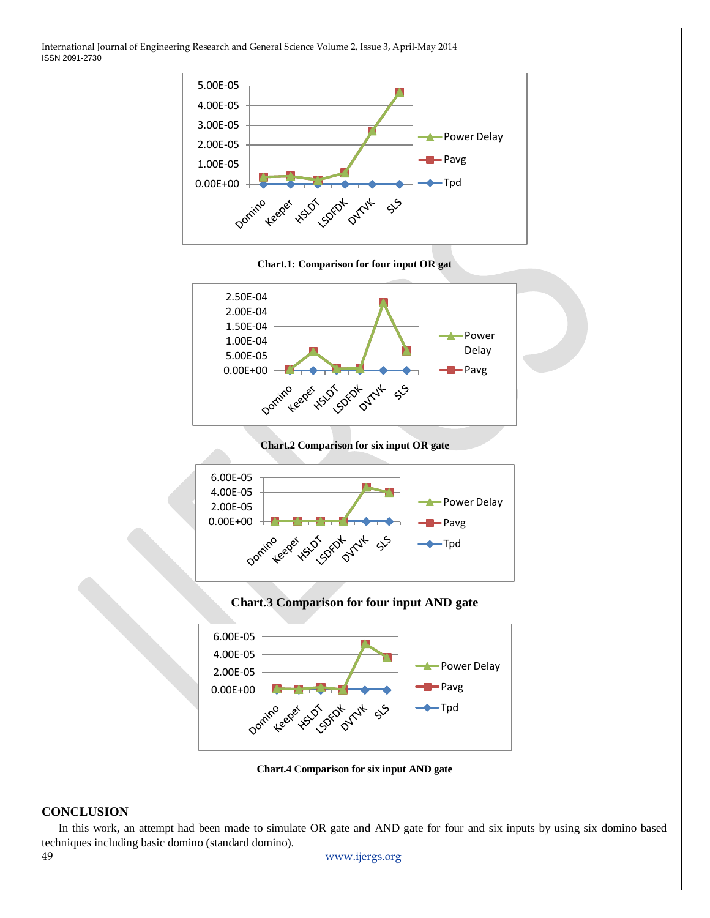**Chart.1: Comparison for four input OR gat**

**Chart.2 Comparison for six input OR gate**

**Chart.3 Comparison for four input AND gate**

**Chart.4 Comparison for six input AND gate**

## CONCLUSION

In this work, an attempt had been made to simulate OR gate and AND gate for four and six inputs by using six domino based techniques including basic domino (standard domino).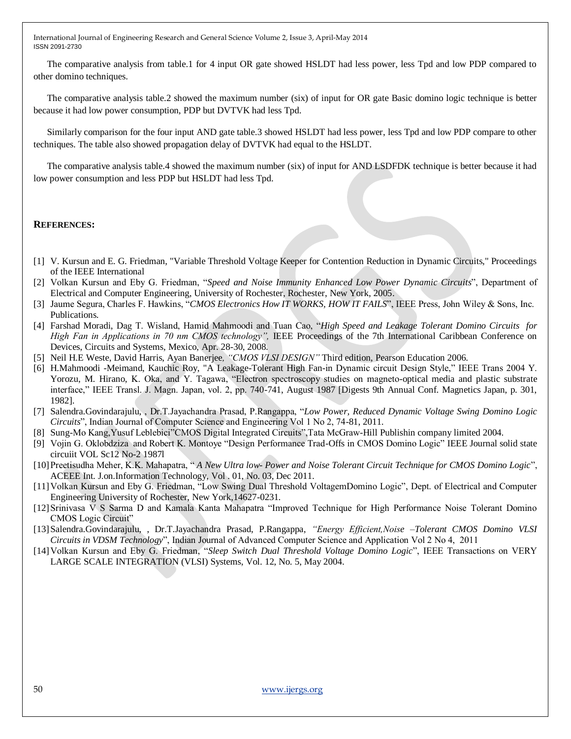The comparative analysis from table.1 for 4 input OR gate showed HSLDT had less power, less Tpd and low PDP compared to other domino techniques.

The comparative analysis table.2 showed the maximum number (six) of input for OR gate Basic domino logic technique is better because it had low power consumption, PDP but DVTVK had less Tpd.

Similarly comparison for the four input AND gate table.3 showed HSLDT had less power, less Tpd and low PDP compare to other techniques. The table also showed propagation delay of DVTVK had equal to the HSLDT.

The comparative analysis table.4 showed the maximum number (six) of input for AND LSDFDK technique is better because it had low power consumption and less PDP but HSLDT had less Tpd.

## REFERENCES:

[1] V. Kursun and E. G. Friedman, "Variable Threshold Voltage Keeper for Contention Reduction in Dynamic Circuits," Proceedings of the IEEE International

[2] Volkan Kursun and Eby G. Friedman, "*Speed and Noise Immunity Enhanced Low Power Dynamic Circuits*", Department of Electrical and Computer Engineering, University of Rochester, Rochester, New York, 2005.

[3] Jaume Segura, Charles F. Hawkins, "*CMOS Electronics How IT WORKS, HOW IT FAILS*", IEEE Press, John Wiley & Sons, Inc. Publications.

[4] Farshad Moradi, Dag T. Wisland, Hamid Mahmoodi and Tuan Cao, "*High Speed and Leakage Tolerant Domino Circuits for High Fan in Applications in 70 nm CMOS technology",* IEEE Proceedings of the 7th International Caribbean Conference on Devices, Circuits and Systems, Mexico, Apr. 28-30, 2008.

[5] Neil H.E Weste, David Harris, Ayan Banerjee, *"CMOS VLSI DESIGN"* Third edition, Pearson Education 2006.

[6] H.Mahmoodi -Meimand, Kauchic Roy, "A Leakage-Tolerant High Fan-in Dynamic circuit Design Style," IEEE Trans 2004 Y. Yorozu, M. Hirano, K. Oka, and Y. Tagawa, "Electron spectroscopy studies on magneto-optical media and plastic substrate interface," IEEE Transl. J. Magn. Japan, vol. 2, pp. 740-741, August 1987 [Digests 9th Annual Conf. Magnetics Japan, p. 301, 1982].

[7] Salendra.Govindarajulu, , Dr.T.Jayachandra Prasad, P.Rangappa, "*Low Power, Reduced Dynamic Voltage Swing Domino Logic Circuits*", Indian Journal of Computer Science and Engineering Vol 1 No 2, 74-81, 2011.

[8] Sung-Mo Kang,Yusuf Leblebici"CMOS Digital Integrated Circuits",Tata McGraw-Hill Publishin company limited 2004.

[9] Vojin G. Oklobdziza and Robert K. Montoye "Design Performance Trad-Offs in CMOS Domino Logic" IEEE Journal solid state circuiit VOL Sc12 No-2 1987l

[10] Preetisudha Meher, K.K. Mahapatra, " *A New Ultra low- Power and Noise Tolerant Circuit Technique for CMOS Domino Logic*", ACEEE Int. J.on.Information Technology, Vol . 01, No. 03, Dec 2011.

[11] Volkan Kursun and Eby G. Friedman, "Low Swing Dual Threshold VoltagemDomino Logic", Dept. of Electrical and Computer Engineering University of Rochester, New York,14627-0231.

[12] Srinivasa V S Sarma D and Kamala Kanta Mahapatra "Improved Technique for High Performance Noise Tolerant Domino CMOS Logic Circuit"

[13] Salendra.Govindarajulu, , Dr.T.Jayachandra Prasad, P.Rangappa, *"Energy Efficient,Noise –Tolerant CMOS Domino VLSI Circuits in VDSM Technology*", Indian Journal of Advanced Computer Science and Application Vol 2 No 4, 2011

[14] Volkan Kursun and Eby G. Friedman, "*Sleep Switch Dual Threshold Voltage Domino Logic*", IEEE Transactions on VERY LARGE SCALE INTEGRATION (VLSI) Systems, Vol. 12, No. 5, May 2004.